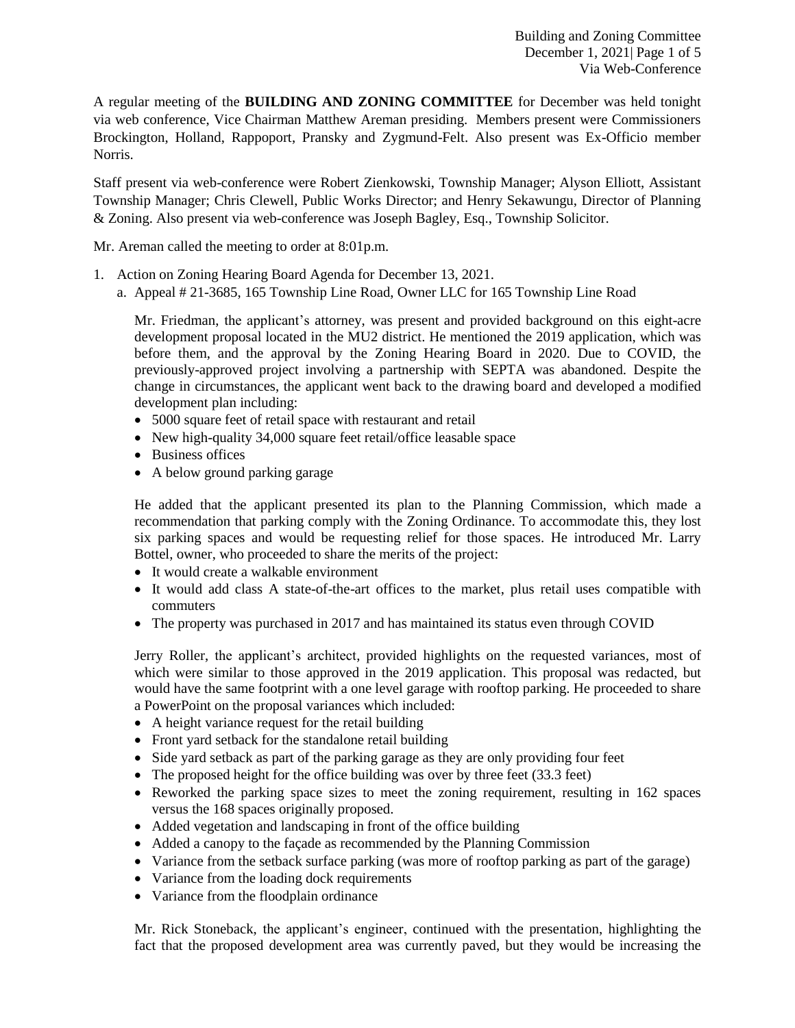A regular meeting of the **BUILDING AND ZONING COMMITTEE** for December was held tonight via web conference, Vice Chairman Matthew Areman presiding. Members present were Commissioners Brockington, Holland, Rappoport, Pransky and Zygmund-Felt. Also present was Ex-Officio member Norris.

Staff present via web-conference were Robert Zienkowski, Township Manager; Alyson Elliott, Assistant Township Manager; Chris Clewell, Public Works Director; and Henry Sekawungu, Director of Planning & Zoning. Also present via web-conference was Joseph Bagley, Esq., Township Solicitor.

Mr. Areman called the meeting to order at 8:01p.m.

1. Action on Zoning Hearing Board Agenda for December 13, 2021.
   a. Appeal # 21-3685, 165 Township Line Road, Owner LLC for 165 Township Line Road

      Mr. Friedman, the applicant's attorney, was present and provided background on this eight-acre development proposal located in the MU2 district. He mentioned the 2019 application, which was before them, and the approval by the Zoning Hearing Board in 2020. Due to COVID, the previously-approved project involving a partnership with SEPTA was abandoned. Despite the change in circumstances, the applicant went back to the drawing board and developed a modified development plan including:
      - 5000 square feet of retail space with restaurant and retail
      - New high-quality 34,000 square feet retail/office leasable space
      - Business offices
      - A below ground parking garage

      He added that the applicant presented its plan to the Planning Commission, which made a recommendation that parking comply with the Zoning Ordinance. To accommodate this, they lost six parking spaces and would be requesting relief for those spaces. He introduced Mr. Larry Bottel, owner, who proceeded to share the merits of the project:
      - It would create a walkable environment
      - It would add class A state-of-the-art offices to the market, plus retail uses compatible with commuters
      - The property was purchased in 2017 and has maintained its status even through COVID

      Jerry Roller, the applicant's architect, provided highlights on the requested variances, most of which were similar to those approved in the 2019 application. This proposal was redacted, but would have the same footprint with a one level garage with rooftop parking. He proceeded to share a PowerPoint on the proposal variances which included:
      - A height variance request for the retail building
      - Front yard setback for the standalone retail building
      - Side yard setback as part of the parking garage as they are only providing four feet
      - The proposed height for the office building was over by three feet (33.3 feet)
      - Reworked the parking space sizes to meet the zoning requirement, resulting in 162 spaces versus the 168 spaces originally proposed.
      - Added vegetation and landscaping in front of the office building
      - Added a canopy to the façade as recommended by the Planning Commission
      - Variance from the setback surface parking (was more of rooftop parking as part of the garage)
      - Variance from the loading dock requirements
      - Variance from the floodplain ordinance

      Mr. Rick Stoneback, the applicant's engineer, continued with the presentation, highlighting the fact that the proposed development area was currently paved, but they would be increasing the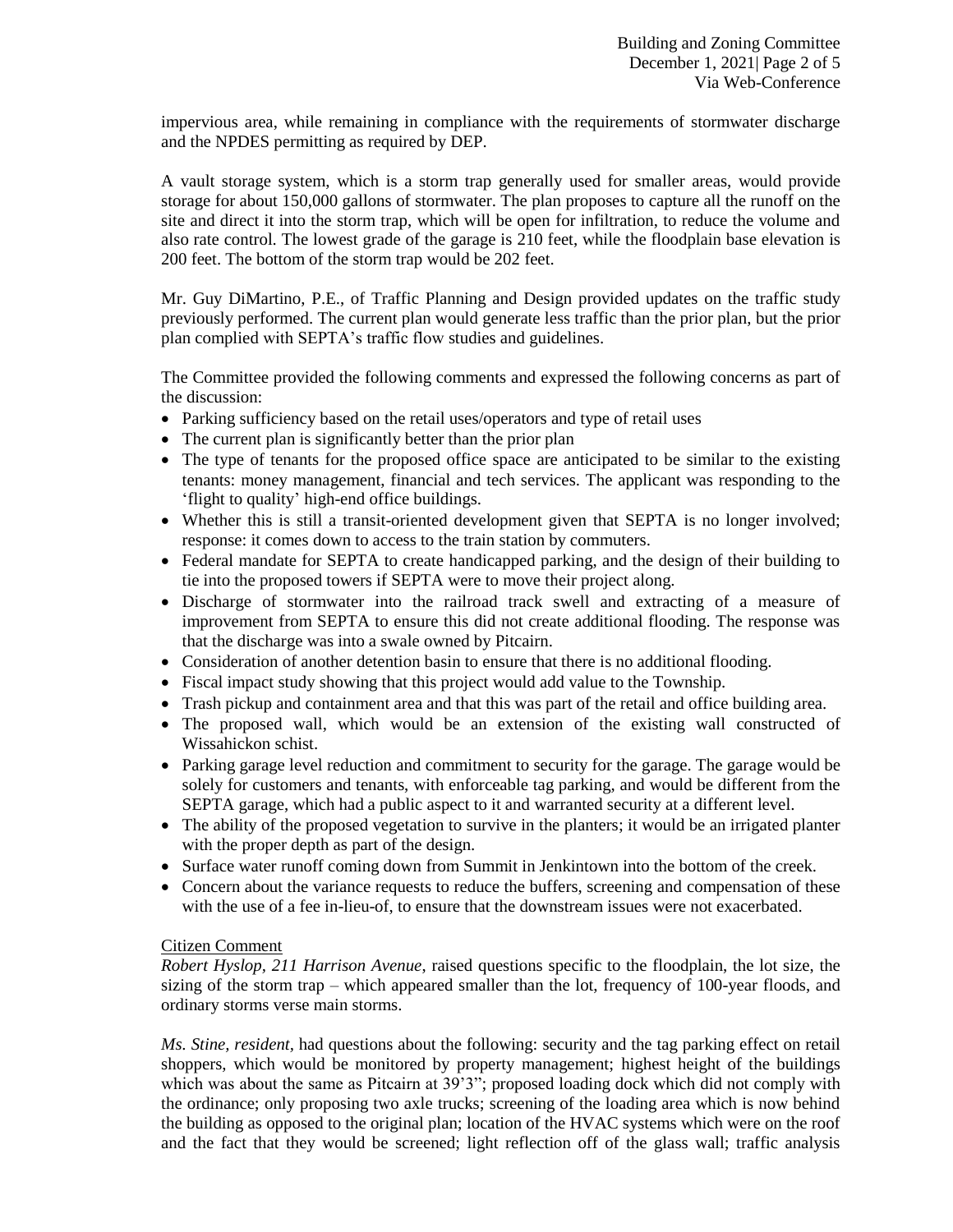impervious area, while remaining in compliance with the requirements of stormwater discharge and the NPDES permitting as required by DEP.

A vault storage system, which is a storm trap generally used for smaller areas, would provide storage for about 150,000 gallons of stormwater. The plan proposes to capture all the runoff on the site and direct it into the storm trap, which will be open for infiltration, to reduce the volume and also rate control. The lowest grade of the garage is 210 feet, while the floodplain base elevation is 200 feet. The bottom of the storm trap would be 202 feet.

Mr. Guy DiMartino, P.E., of Traffic Planning and Design provided updates on the traffic study previously performed. The current plan would generate less traffic than the prior plan, but the prior plan complied with SEPTA's traffic flow studies and guidelines.

The Committee provided the following comments and expressed the following concerns as part of the discussion:

- Parking sufficiency based on the retail uses/operators and type of retail uses
- The current plan is significantly better than the prior plan
- The type of tenants for the proposed office space are anticipated to be similar to the existing tenants: money management, financial and tech services. The applicant was responding to the 'flight to quality' high-end office buildings.
- Whether this is still a transit-oriented development given that SEPTA is no longer involved; response: it comes down to access to the train station by commuters.
- Federal mandate for SEPTA to create handicapped parking, and the design of their building to tie into the proposed towers if SEPTA were to move their project along.
- Discharge of stormwater into the railroad track swell and extracting of a measure of improvement from SEPTA to ensure this did not create additional flooding. The response was that the discharge was into a swale owned by Pitcairn.
- Consideration of another detention basin to ensure that there is no additional flooding.
- Fiscal impact study showing that this project would add value to the Township.
- Trash pickup and containment area and that this was part of the retail and office building area.
- The proposed wall, which would be an extension of the existing wall constructed of Wissahickon schist.
- Parking garage level reduction and commitment to security for the garage. The garage would be solely for customers and tenants, with enforceable tag parking, and would be different from the SEPTA garage, which had a public aspect to it and warranted security at a different level.
- The ability of the proposed vegetation to survive in the planters; it would be an irrigated planter with the proper depth as part of the design.
- Surface water runoff coming down from Summit in Jenkintown into the bottom of the creek.
- Concern about the variance requests to reduce the buffers, screening and compensation of these with the use of a fee in-lieu-of, to ensure that the downstream issues were not exacerbated.

Citizen Comment

*Robert Hyslop, 211 Harrison Avenue*, raised questions specific to the floodplain, the lot size, the sizing of the storm trap – which appeared smaller than the lot, frequency of 100-year floods, and ordinary storms verse main storms.

*Ms. Stine, resident,* had questions about the following: security and the tag parking effect on retail shoppers, which would be monitored by property management; highest height of the buildings which was about the same as Pitcairn at 39'3"; proposed loading dock which did not comply with the ordinance; only proposing two axle trucks; screening of the loading area which is now behind the building as opposed to the original plan; location of the HVAC systems which were on the roof and the fact that they would be screened; light reflection off of the glass wall; traffic analysis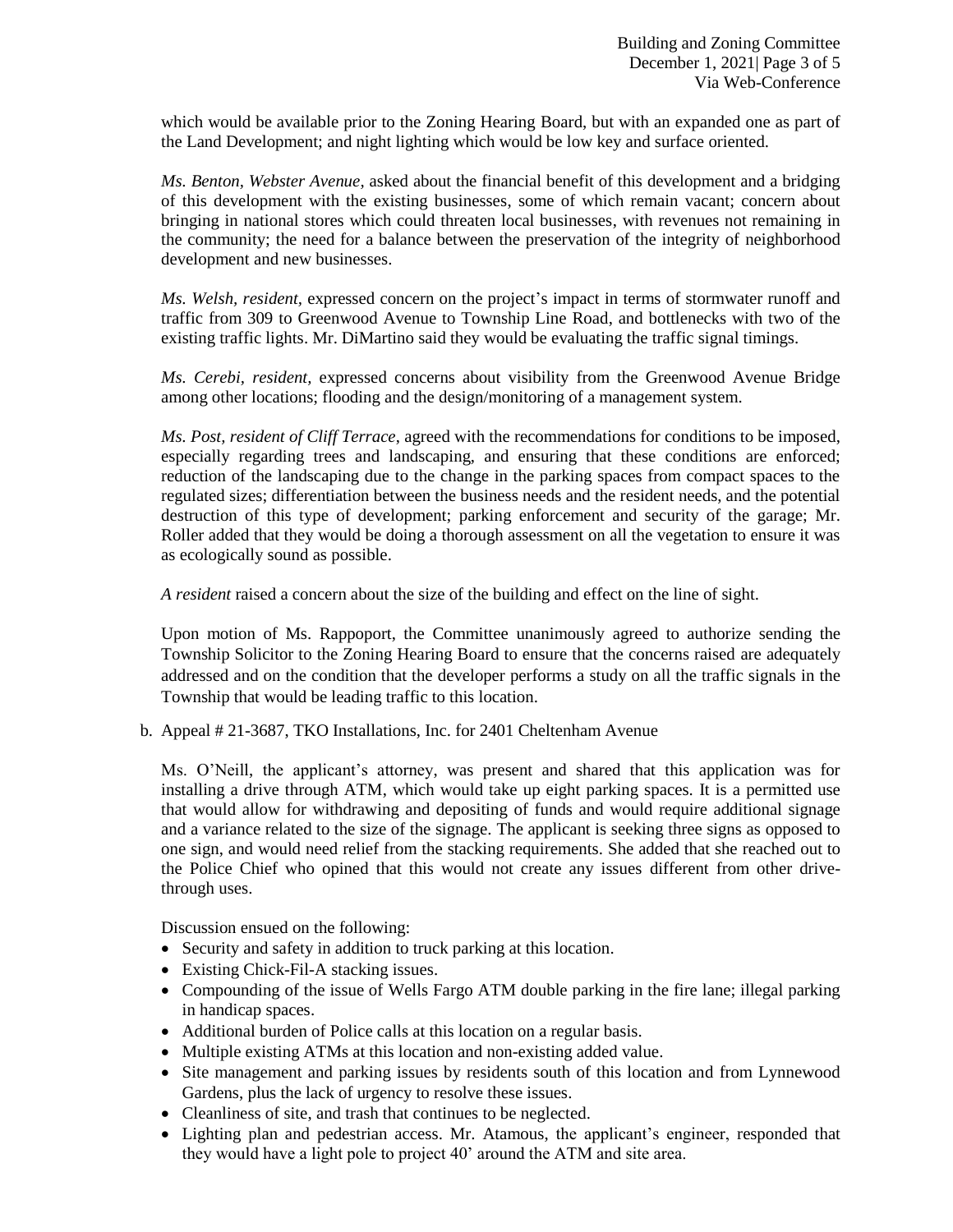which would be available prior to the Zoning Hearing Board, but with an expanded one as part of the Land Development; and night lighting which would be low key and surface oriented.

*Ms. Benton, Webster Avenue,* asked about the financial benefit of this development and a bridging of this development with the existing businesses, some of which remain vacant; concern about bringing in national stores which could threaten local businesses, with revenues not remaining in the community; the need for a balance between the preservation of the integrity of neighborhood development and new businesses.

*Ms. Welsh, resident,* expressed concern on the project's impact in terms of stormwater runoff and traffic from 309 to Greenwood Avenue to Township Line Road, and bottlenecks with two of the existing traffic lights. Mr. DiMartino said they would be evaluating the traffic signal timings.

*Ms. Cerebi, resident,* expressed concerns about visibility from the Greenwood Avenue Bridge among other locations; flooding and the design/monitoring of a management system.

*Ms. Post, resident of Cliff Terrace,* agreed with the recommendations for conditions to be imposed, especially regarding trees and landscaping, and ensuring that these conditions are enforced; reduction of the landscaping due to the change in the parking spaces from compact spaces to the regulated sizes; differentiation between the business needs and the resident needs, and the potential destruction of this type of development; parking enforcement and security of the garage; Mr. Roller added that they would be doing a thorough assessment on all the vegetation to ensure it was as ecologically sound as possible.

*A resident* raised a concern about the size of the building and effect on the line of sight.

Upon motion of Ms. Rappoport, the Committee unanimously agreed to authorize sending the Township Solicitor to the Zoning Hearing Board to ensure that the concerns raised are adequately addressed and on the condition that the developer performs a study on all the traffic signals in the Township that would be leading traffic to this location.

b. Appeal # 21-3687, TKO Installations, Inc. for 2401 Cheltenham Avenue

Ms. O'Neill, the applicant's attorney, was present and shared that this application was for installing a drive through ATM, which would take up eight parking spaces. It is a permitted use that would allow for withdrawing and depositing of funds and would require additional signage and a variance related to the size of the signage. The applicant is seeking three signs as opposed to one sign, and would need relief from the stacking requirements. She added that she reached out to the Police Chief who opined that this would not create any issues different from other drive-through uses.

Discussion ensued on the following:

- Security and safety in addition to truck parking at this location.
- Existing Chick-Fil-A stacking issues.
- Compounding of the issue of Wells Fargo ATM double parking in the fire lane; illegal parking in handicap spaces.
- Additional burden of Police calls at this location on a regular basis.
- Multiple existing ATMs at this location and non-existing added value.
- Site management and parking issues by residents south of this location and from Lynnewood Gardens, plus the lack of urgency to resolve these issues.
- Cleanliness of site, and trash that continues to be neglected.
- Lighting plan and pedestrian access. Mr. Atamous, the applicant's engineer, responded that they would have a light pole to project 40' around the ATM and site area.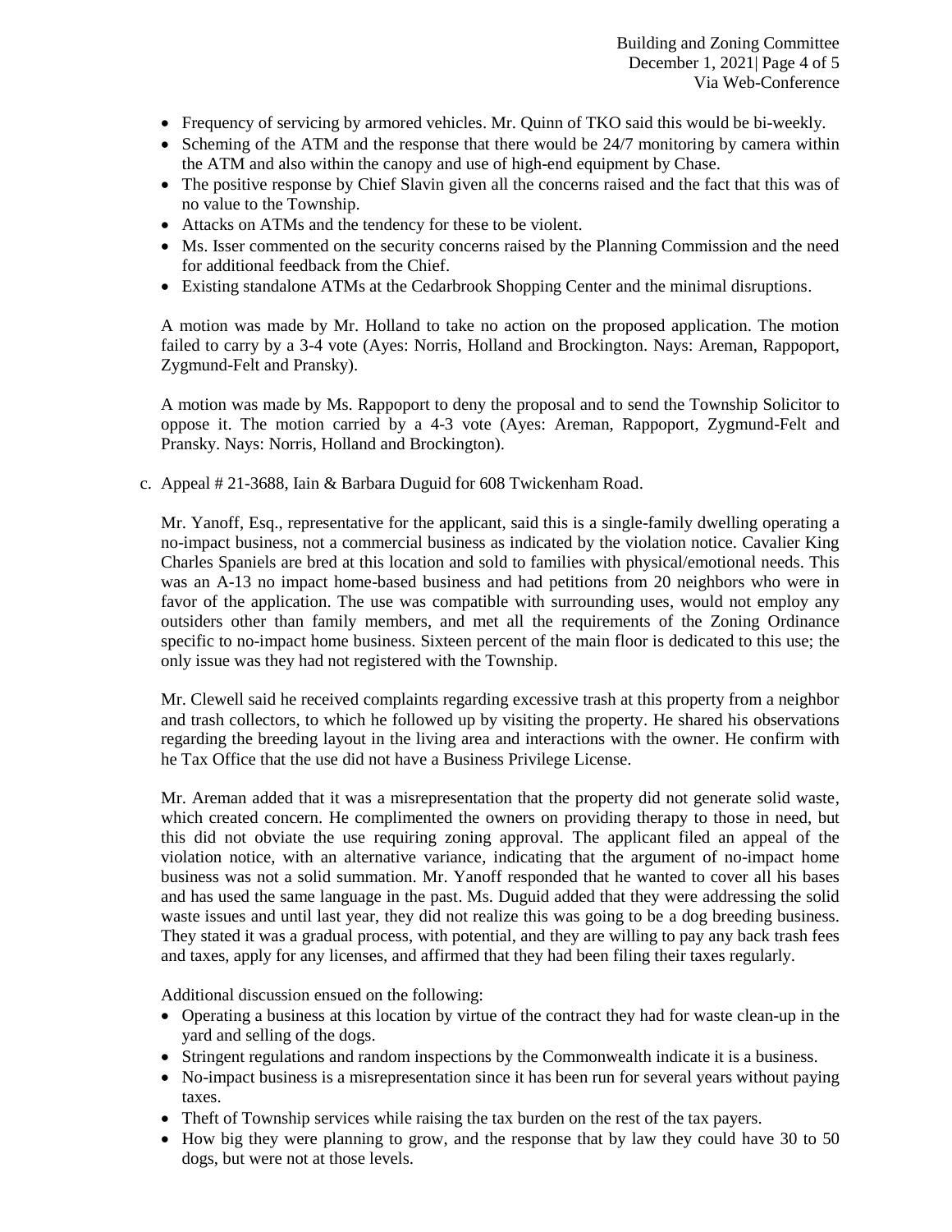- Frequency of servicing by armored vehicles. Mr. Quinn of TKO said this would be bi-weekly.
- Scheming of the ATM and the response that there would be 24/7 monitoring by camera within the ATM and also within the canopy and use of high-end equipment by Chase.
- The positive response by Chief Slavin given all the concerns raised and the fact that this was of no value to the Township.
- Attacks on ATMs and the tendency for these to be violent.
- Ms. Isser commented on the security concerns raised by the Planning Commission and the need for additional feedback from the Chief.
- Existing standalone ATMs at the Cedarbrook Shopping Center and the minimal disruptions.

A motion was made by Mr. Holland to take no action on the proposed application. The motion failed to carry by a 3-4 vote (Ayes: Norris, Holland and Brockington. Nays: Areman, Rappoport, Zygmund-Felt and Pransky).

A motion was made by Ms. Rappoport to deny the proposal and to send the Township Solicitor to oppose it. The motion carried by a 4-3 vote (Ayes: Areman, Rappoport, Zygmund-Felt and Pransky. Nays: Norris, Holland and Brockington).

c. Appeal # 21-3688, Iain & Barbara Duguid for 608 Twickenham Road.

Mr. Yanoff, Esq., representative for the applicant, said this is a single-family dwelling operating a no-impact business, not a commercial business as indicated by the violation notice. Cavalier King Charles Spaniels are bred at this location and sold to families with physical/emotional needs. This was an A-13 no impact home-based business and had petitions from 20 neighbors who were in favor of the application. The use was compatible with surrounding uses, would not employ any outsiders other than family members, and met all the requirements of the Zoning Ordinance specific to no-impact home business. Sixteen percent of the main floor is dedicated to this use; the only issue was they had not registered with the Township.

Mr. Clewell said he received complaints regarding excessive trash at this property from a neighbor and trash collectors, to which he followed up by visiting the property. He shared his observations regarding the breeding layout in the living area and interactions with the owner. He confirm with he Tax Office that the use did not have a Business Privilege License.

Mr. Areman added that it was a misrepresentation that the property did not generate solid waste, which created concern. He complimented the owners on providing therapy to those in need, but this did not obviate the use requiring zoning approval. The applicant filed an appeal of the violation notice, with an alternative variance, indicating that the argument of no-impact home business was not a solid summation. Mr. Yanoff responded that he wanted to cover all his bases and has used the same language in the past. Ms. Duguid added that they were addressing the solid waste issues and until last year, they did not realize this was going to be a dog breeding business. They stated it was a gradual process, with potential, and they are willing to pay any back trash fees and taxes, apply for any licenses, and affirmed that they had been filing their taxes regularly.

Additional discussion ensued on the following:

- Operating a business at this location by virtue of the contract they had for waste clean-up in the yard and selling of the dogs.
- Stringent regulations and random inspections by the Commonwealth indicate it is a business.
- No-impact business is a misrepresentation since it has been run for several years without paying taxes.
- Theft of Township services while raising the tax burden on the rest of the tax payers.
- How big they were planning to grow, and the response that by law they could have 30 to 50 dogs, but were not at those levels.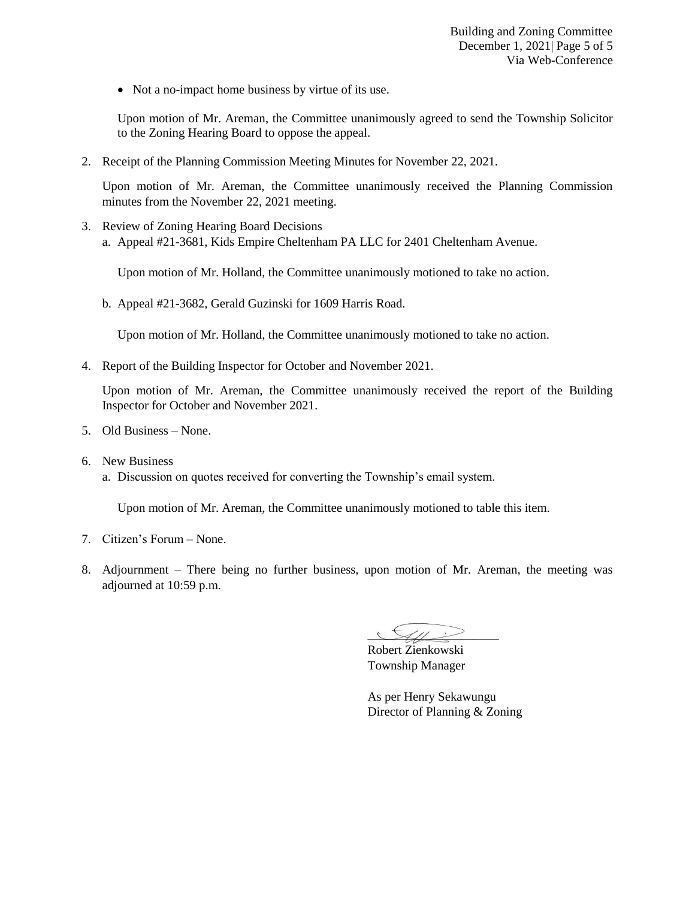- Not a no-impact home business by virtue of its use.

Upon motion of Mr. Areman, the Committee unanimously agreed to send the Township Solicitor to the Zoning Hearing Board to oppose the appeal.

2. Receipt of the Planning Commission Meeting Minutes for November 22, 2021.

   Upon motion of Mr. Areman, the Committee unanimously received the Planning Commission minutes from the November 22, 2021 meeting.

3. Review of Zoning Hearing Board Decisions
   a. Appeal #21-3681, Kids Empire Cheltenham PA LLC for 2401 Cheltenham Avenue.

      Upon motion of Mr. Holland, the Committee unanimously motioned to take no action.

   b. Appeal #21-3682, Gerald Guzinski for 1609 Harris Road.

      Upon motion of Mr. Holland, the Committee unanimously motioned to take no action.

4. Report of the Building Inspector for October and November 2021.

   Upon motion of Mr. Areman, the Committee unanimously received the report of the Building Inspector for October and November 2021.

5. Old Business – None.

6. New Business
   a. Discussion on quotes received for converting the Township's email system.

      Upon motion of Mr. Areman, the Committee unanimously motioned to table this item.

7. Citizen's Forum – None.

8. Adjournment – There being no further business, upon motion of Mr. Areman, the meeting was adjourned at 10:59 p.m.

Robert Zienkowski
Township Manager

As per Henry Sekawungu
Director of Planning & Zoning